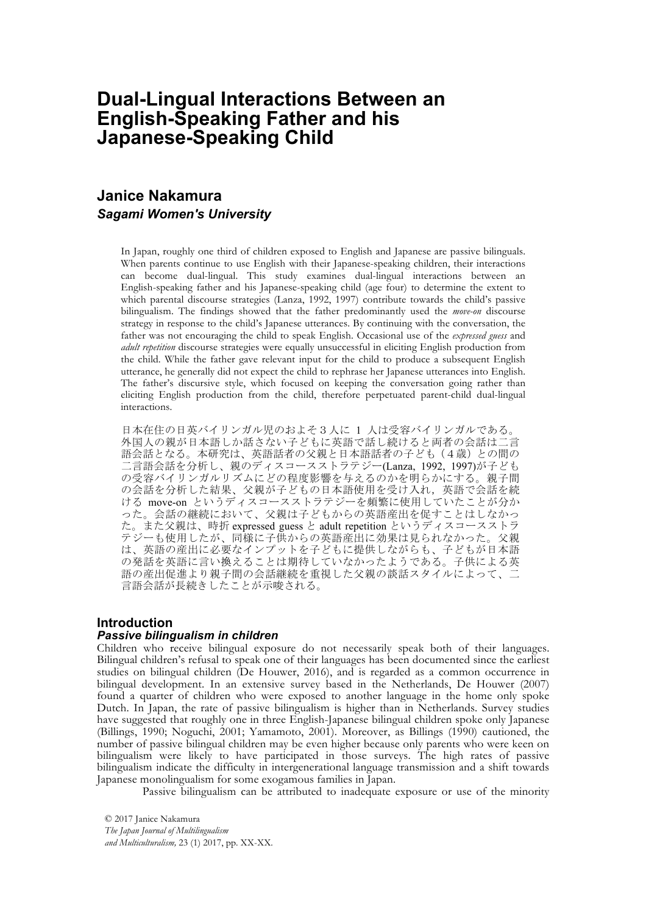# Dual-Lingual Interactions Between an English-Speaking Father and his Japanese-Speaking Child

## Janice Nakamura

### *Sagami Women's University*

In Japan, roughly one third of children exposed to English and Japanese are passive bilinguals. When parents continue to use English with their Japanese-speaking children, their interactions can become dual-lingual. This study examines dual-lingual interactions between an English-speaking father and his Japanese-speaking child (age four) to determine the extent to which parental discourse strategies (Lanza, 1992, 1997) contribute towards the child's passive bilingualism. The findings showed that the father predominantly used the *move-on* discourse strategy in response to the child's Japanese utterances. By continuing with the conversation, the father was not encouraging the child to speak English. Occasional use of the *expressed guess* and *adult repetition* discourse strategies were equally unsuccessful in eliciting English production from the child. While the father gave relevant input for the child to produce a subsequent English utterance, he generally did not expect the child to rephrase her Japanese utterances into English. The father's discursive style, which focused on keeping the conversation going rather than eliciting English production from the child, therefore perpetuated parent-child dual-lingual interactions.

日本在住の日英バイリンガル児のおよそ３人に 1 人は受容バイリンガルである。外国人の親が日本語しか話さない子どもに英語で話し続けると両者の会話は二言語会話となる。本研究は、英語話者の父親と日本語話者の子ども（４歳）との間の二言語会話を分析し、親のディスコースストラテジー(Lanza, 1992, 1997)が子どもの受容バイリンガルリズムにどの程度影響を与えるのかを明らかにする。親子間の会話を分析した結果、父親が子どもの日本語使用を受け入れ，英語で会話を続ける move-on というディスコースストラテジーを頻繁に使用していたことが分かった。会話の継続において、父親は子どもからの英語産出を促すことはしなかった。また父親は、時折 expressed guess と adult repetition というディスコースストラテジーも使用したが、同様に子供からの英語産出に効果は見られなかった。父親は、英語の産出に必要なインプットを子どもに提供しながらも、子どもが日本語の発話を英語に言い換えることは期待していなかったようである。子供による英語の産出促進より親子間の会話継続を重視した父親の談話スタイルによって、二言語会話が長続きしたことが示唆される。

## Introduction

### *Passive bilingualism in children*

Children who receive bilingual exposure do not necessarily speak both of their languages. Bilingual children's refusal to speak one of their languages has been documented since the earliest studies on bilingual children (De Houwer, 2016), and is regarded as a common occurrence in bilingual development. In an extensive survey based in the Netherlands, De Houwer (2007) found a quarter of children who were exposed to another language in the home only spoke Dutch. In Japan, the rate of passive bilingualism is higher than in Netherlands. Survey studies have suggested that roughly one in three English-Japanese bilingual children spoke only Japanese (Billings, 1990; Noguchi, 2001; Yamamoto, 2001). Moreover, as Billings (1990) cautioned, the number of passive bilingual children may be even higher because only parents who were keen on bilingualism were likely to have participated in those surveys. The high rates of passive bilingualism indicate the difficulty in intergenerational language transmission and a shift towards Japanese monolingualism for some exogamous families in Japan.

Passive bilingualism can be attributed to inadequate exposure or use of the minority

© 2017 Janice Nakamura
*The Japan Journal of Multilingualism and Multiculturalism,* 23 (1) 2017, pp. XX-XX.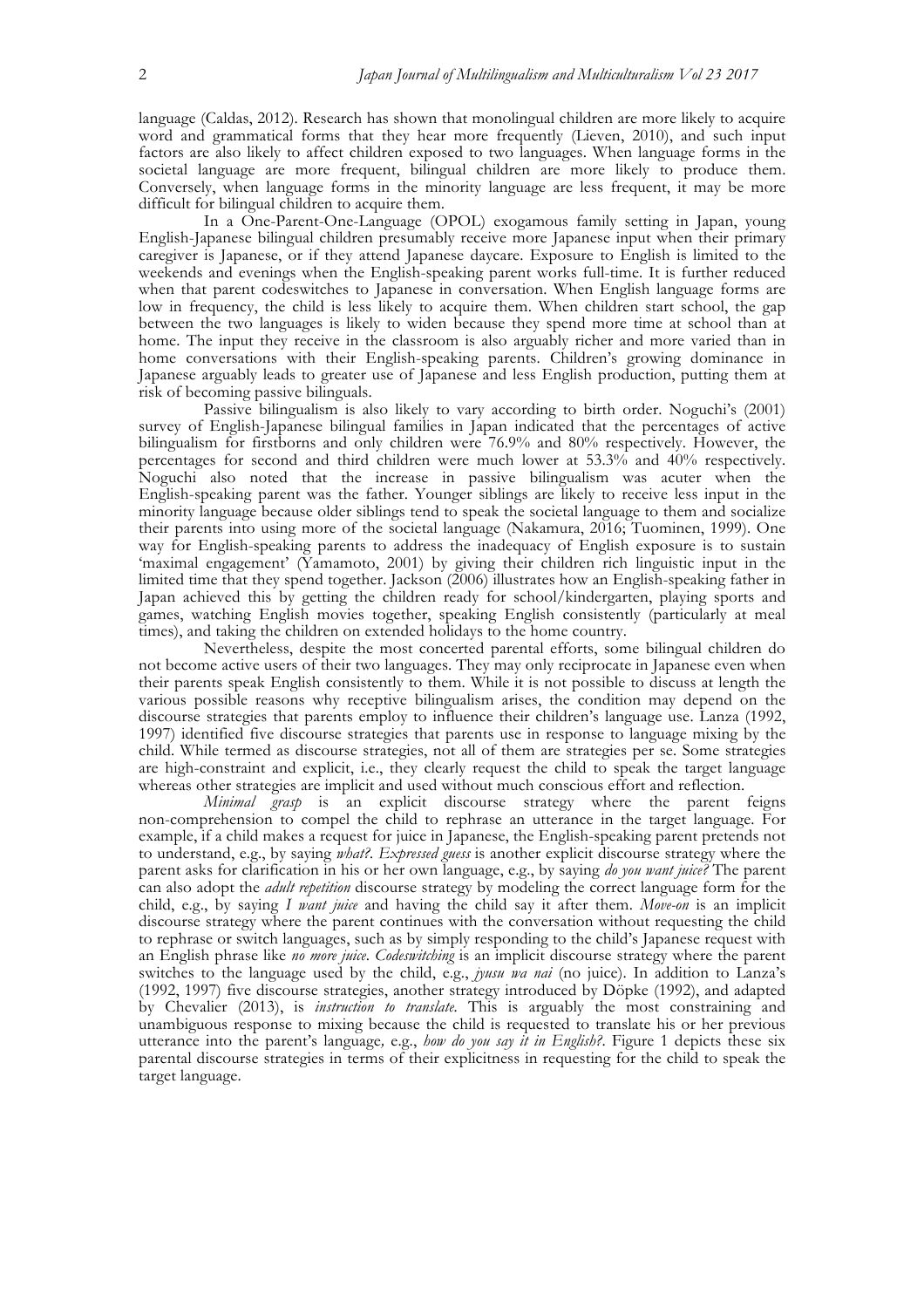language (Caldas, 2012). Research has shown that monolingual children are more likely to acquire word and grammatical forms that they hear more frequently (Lieven, 2010), and such input factors are also likely to affect children exposed to two languages. When language forms in the societal language are more frequent, bilingual children are more likely to produce them. Conversely, when language forms in the minority language are less frequent, it may be more difficult for bilingual children to acquire them.

In a One-Parent-One-Language (OPOL) exogamous family setting in Japan, young English-Japanese bilingual children presumably receive more Japanese input when their primary caregiver is Japanese, or if they attend Japanese daycare. Exposure to English is limited to the weekends and evenings when the English-speaking parent works full-time. It is further reduced when that parent codeswitches to Japanese in conversation. When English language forms are low in frequency, the child is less likely to acquire them. When children start school, the gap between the two languages is likely to widen because they spend more time at school than at home. The input they receive in the classroom is also arguably richer and more varied than in home conversations with their English-speaking parents. Children's growing dominance in Japanese arguably leads to greater use of Japanese and less English production, putting them at risk of becoming passive bilinguals.

Passive bilingualism is also likely to vary according to birth order. Noguchi's (2001) survey of English-Japanese bilingual families in Japan indicated that the percentages of active bilingualism for firstborns and only children were 76.9% and 80% respectively. However, the percentages for second and third children were much lower at 53.3% and 40% respectively. Noguchi also noted that the increase in passive bilingualism was acuter when the English-speaking parent was the father. Younger siblings are likely to receive less input in the minority language because older siblings tend to speak the societal language to them and socialize their parents into using more of the societal language (Nakamura, 2016; Tuominen, 1999). One way for English-speaking parents to address the inadequacy of English exposure is to sustain 'maximal engagement' (Yamamoto, 2001) by giving their children rich linguistic input in the limited time that they spend together. Jackson (2006) illustrates how an English-speaking father in Japan achieved this by getting the children ready for school/kindergarten, playing sports and games, watching English movies together, speaking English consistently (particularly at meal times), and taking the children on extended holidays to the home country.

Nevertheless, despite the most concerted parental efforts, some bilingual children do not become active users of their two languages. They may only reciprocate in Japanese even when their parents speak English consistently to them. While it is not possible to discuss at length the various possible reasons why receptive bilingualism arises, the condition may depend on the discourse strategies that parents employ to influence their children's language use. Lanza (1992, 1997) identified five discourse strategies that parents use in response to language mixing by the child. While termed as discourse strategies, not all of them are strategies per se. Some strategies are high-constraint and explicit, i.e., they clearly request the child to speak the target language whereas other strategies are implicit and used without much conscious effort and reflection.

*Minimal grasp* is an explicit discourse strategy where the parent feigns non-comprehension to compel the child to rephrase an utterance in the target language. For example, if a child makes a request for juice in Japanese, the English-speaking parent pretends not to understand, e.g., by saying *what?*. *Expressed guess* is another explicit discourse strategy where the parent asks for clarification in his or her own language, e.g., by saying *do you want juice?* The parent can also adopt the *adult repetition* discourse strategy by modeling the correct language form for the child, e.g., by saying *I want juice* and having the child say it after them. *Move-on* is an implicit discourse strategy where the parent continues with the conversation without requesting the child to rephrase or switch languages, such as by simply responding to the child's Japanese request with an English phrase like *no more juice*. *Codeswitching* is an implicit discourse strategy where the parent switches to the language used by the child, e.g., *jyusu wa nai* (no juice). In addition to Lanza's (1992, 1997) five discourse strategies, another strategy introduced by Döpke (1992), and adapted by Chevalier (2013), is *instruction to translate*. This is arguably the most constraining and unambiguous response to mixing because the child is requested to translate his or her previous utterance into the parent's language, e.g., *how do you say it in English?*. Figure 1 depicts these six parental discourse strategies in terms of their explicitness in requesting for the child to speak the target language.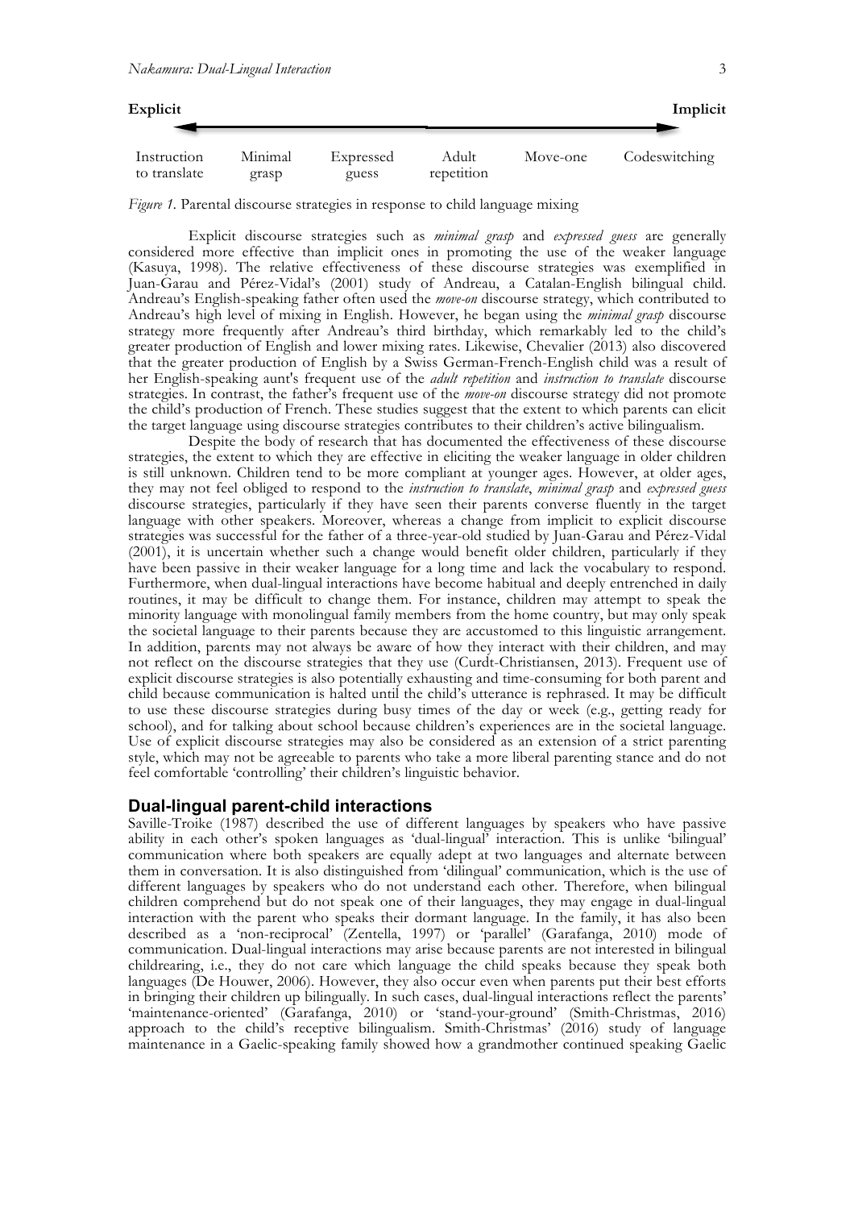**Explicit** ←——————————————————————→ **Implicit**

| Instruction to translate | Minimal grasp | Expressed guess | Adult repetition | Move-one | Codeswitching |
|---|---|---|---|---|---|

*Figure 1.* Parental discourse strategies in response to child language mixing

Explicit discourse strategies such as *minimal grasp* and *expressed guess* are generally considered more effective than implicit ones in promoting the use of the weaker language (Kasuya, 1998). The relative effectiveness of these discourse strategies was exemplified in Juan-Garau and Pérez-Vidal's (2001) study of Andreau, a Catalan-English bilingual child. Andreau's English-speaking father often used the *move-on* discourse strategy, which contributed to Andreau's high level of mixing in English. However, he began using the *minimal grasp* discourse strategy more frequently after Andreau's third birthday, which remarkably led to the child's greater production of English and lower mixing rates. Likewise, Chevalier (2013) also discovered that the greater production of English by a Swiss German-French-English child was a result of her English-speaking aunt's frequent use of the *adult repetition* and *instruction to translate* discourse strategies. In contrast, the father's frequent use of the *move-on* discourse strategy did not promote the child's production of French. These studies suggest that the extent to which parents can elicit the target language using discourse strategies contributes to their children's active bilingualism.

Despite the body of research that has documented the effectiveness of these discourse strategies, the extent to which they are effective in eliciting the weaker language in older children is still unknown. Children tend to be more compliant at younger ages. However, at older ages, they may not feel obliged to respond to the *instruction to translate*, *minimal grasp* and *expressed guess* discourse strategies, particularly if they have seen their parents converse fluently in the target language with other speakers. Moreover, whereas a change from implicit to explicit discourse strategies was successful for the father of a three-year-old studied by Juan-Garau and Pérez-Vidal (2001), it is uncertain whether such a change would benefit older children, particularly if they have been passive in their weaker language for a long time and lack the vocabulary to respond. Furthermore, when dual-lingual interactions have become habitual and deeply entrenched in daily routines, it may be difficult to change them. For instance, children may attempt to speak the minority language with monolingual family members from the home country, but may only speak the societal language to their parents because they are accustomed to this linguistic arrangement. In addition, parents may not always be aware of how they interact with their children, and may not reflect on the discourse strategies that they use (Curdt-Christiansen, 2013). Frequent use of explicit discourse strategies is also potentially exhausting and time-consuming for both parent and child because communication is halted until the child's utterance is rephrased. It may be difficult to use these discourse strategies during busy times of the day or week (e.g., getting ready for school), and for talking about school because children's experiences are in the societal language. Use of explicit discourse strategies may also be considered as an extension of a strict parenting style, which may not be agreeable to parents who take a more liberal parenting stance and do not feel comfortable 'controlling' their children's linguistic behavior.

## Dual-lingual parent-child interactions

Saville-Troike (1987) described the use of different languages by speakers who have passive ability in each other's spoken languages as 'dual-lingual' interaction. This is unlike 'bilingual' communication where both speakers are equally adept at two languages and alternate between them in conversation. It is also distinguished from 'dilingual' communication, which is the use of different languages by speakers who do not understand each other. Therefore, when bilingual children comprehend but do not speak one of their languages, they may engage in dual-lingual interaction with the parent who speaks their dormant language. In the family, it has also been described as a 'non-reciprocal' (Zentella, 1997) or 'parallel' (Garafanga, 2010) mode of communication. Dual-lingual interactions may arise because parents are not interested in bilingual childrearing, i.e., they do not care which language the child speaks because they speak both languages (De Houwer, 2006). However, they also occur even when parents put their best efforts in bringing their children up bilingually. In such cases, dual-lingual interactions reflect the parents' 'maintenance-oriented' (Garafanga, 2010) or 'stand-your-ground' (Smith-Christmas, 2016) approach to the child's receptive bilingualism. Smith-Christmas' (2016) study of language maintenance in a Gaelic-speaking family showed how a grandmother continued speaking Gaelic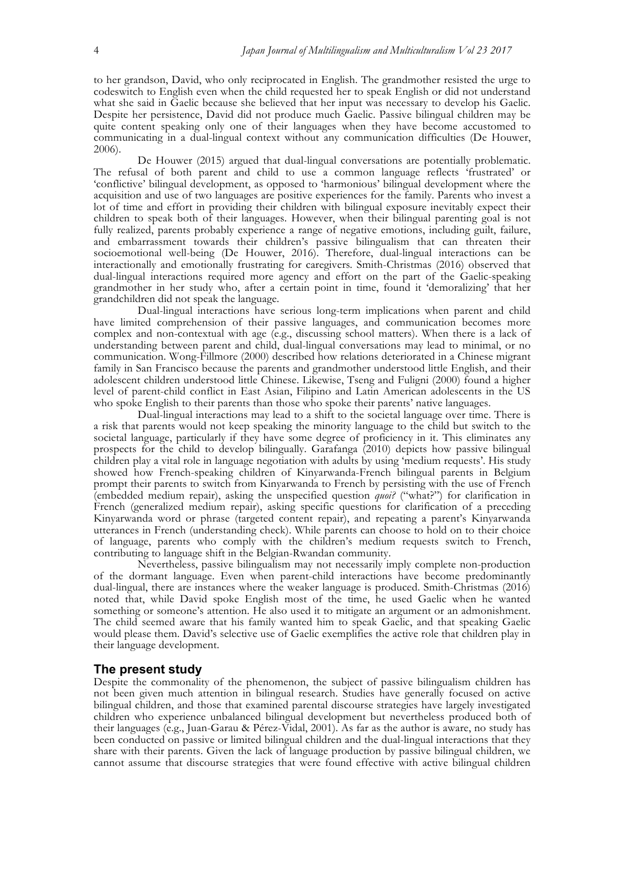to her grandson, David, who only reciprocated in English. The grandmother resisted the urge to codeswitch to English even when the child requested her to speak English or did not understand what she said in Gaelic because she believed that her input was necessary to develop his Gaelic. Despite her persistence, David did not produce much Gaelic. Passive bilingual children may be quite content speaking only one of their languages when they have become accustomed to communicating in a dual-lingual context without any communication difficulties (De Houwer, 2006).

De Houwer (2015) argued that dual-lingual conversations are potentially problematic. The refusal of both parent and child to use a common language reflects 'frustrated' or 'conflictive' bilingual development, as opposed to 'harmonious' bilingual development where the acquisition and use of two languages are positive experiences for the family. Parents who invest a lot of time and effort in providing their children with bilingual exposure inevitably expect their children to speak both of their languages. However, when their bilingual parenting goal is not fully realized, parents probably experience a range of negative emotions, including guilt, failure, and embarrassment towards their children's passive bilingualism that can threaten their socioemotional well-being (De Houwer, 2016). Therefore, dual-lingual interactions can be interactionally and emotionally frustrating for caregivers. Smith-Christmas (2016) observed that dual-lingual interactions required more agency and effort on the part of the Gaelic-speaking grandmother in her study who, after a certain point in time, found it 'demoralizing' that her grandchildren did not speak the language.

Dual-lingual interactions have serious long-term implications when parent and child have limited comprehension of their passive languages, and communication becomes more complex and non-contextual with age (e.g., discussing school matters). When there is a lack of understanding between parent and child, dual-lingual conversations may lead to minimal, or no communication. Wong-Fillmore (2000) described how relations deteriorated in a Chinese migrant family in San Francisco because the parents and grandmother understood little English, and their adolescent children understood little Chinese. Likewise, Tseng and Fuligni (2000) found a higher level of parent-child conflict in East Asian, Filipino and Latin American adolescents in the US who spoke English to their parents than those who spoke their parents' native languages.

Dual-lingual interactions may lead to a shift to the societal language over time. There is a risk that parents would not keep speaking the minority language to the child but switch to the societal language, particularly if they have some degree of proficiency in it. This eliminates any prospects for the child to develop bilingually. Garafanga (2010) depicts how passive bilingual children play a vital role in language negotiation with adults by using 'medium requests'. His study showed how French-speaking children of Kinyarwanda-French bilingual parents in Belgium prompt their parents to switch from Kinyarwanda to French by persisting with the use of French (embedded medium repair), asking the unspecified question *quoi?* ("what?") for clarification in French (generalized medium repair), asking specific questions for clarification of a preceding Kinyarwanda word or phrase (targeted content repair), and repeating a parent's Kinyarwanda utterances in French (understanding check). While parents can choose to hold on to their choice of language, parents who comply with the children's medium requests switch to French, contributing to language shift in the Belgian-Rwandan community.

Nevertheless, passive bilingualism may not necessarily imply complete non-production of the dormant language. Even when parent-child interactions have become predominantly dual-lingual, there are instances where the weaker language is produced. Smith-Christmas (2016) noted that, while David spoke English most of the time, he used Gaelic when he wanted something or someone's attention. He also used it to mitigate an argument or an admonishment. The child seemed aware that his family wanted him to speak Gaelic, and that speaking Gaelic would please them. David's selective use of Gaelic exemplifies the active role that children play in their language development.

## The present study

Despite the commonality of the phenomenon, the subject of passive bilingualism children has not been given much attention in bilingual research. Studies have generally focused on active bilingual children, and those that examined parental discourse strategies have largely investigated children who experience unbalanced bilingual development but nevertheless produced both of their languages (e.g., Juan-Garau & Pérez-Vidal, 2001). As far as the author is aware, no study has been conducted on passive or limited bilingual children and the dual-lingual interactions that they share with their parents. Given the lack of language production by passive bilingual children, we cannot assume that discourse strategies that were found effective with active bilingual children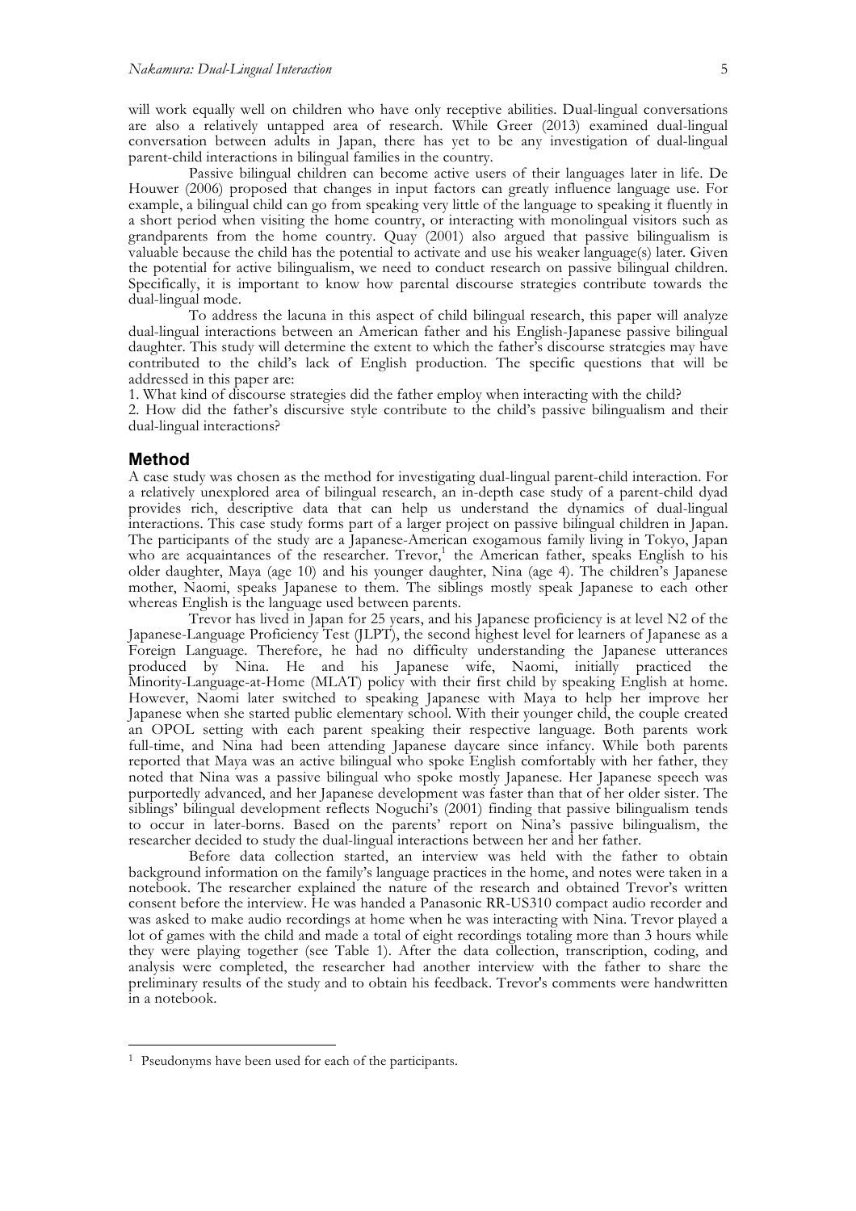will work equally well on children who have only receptive abilities. Dual-lingual conversations are also a relatively untapped area of research. While Greer (2013) examined dual-lingual conversation between adults in Japan, there has yet to be any investigation of dual-lingual parent-child interactions in bilingual families in the country.

Passive bilingual children can become active users of their languages later in life. De Houwer (2006) proposed that changes in input factors can greatly influence language use. For example, a bilingual child can go from speaking very little of the language to speaking it fluently in a short period when visiting the home country, or interacting with monolingual visitors such as grandparents from the home country. Quay (2001) also argued that passive bilingualism is valuable because the child has the potential to activate and use his weaker language(s) later. Given the potential for active bilingualism, we need to conduct research on passive bilingual children. Specifically, it is important to know how parental discourse strategies contribute towards the dual-lingual mode.

To address the lacuna in this aspect of child bilingual research, this paper will analyze dual-lingual interactions between an American father and his English-Japanese passive bilingual daughter. This study will determine the extent to which the father's discourse strategies may have contributed to the child's lack of English production. The specific questions that will be addressed in this paper are:

1. What kind of discourse strategies did the father employ when interacting with the child?
2. How did the father's discursive style contribute to the child's passive bilingualism and their dual-lingual interactions?

## Method

A case study was chosen as the method for investigating dual-lingual parent-child interaction. For a relatively unexplored area of bilingual research, an in-depth case study of a parent-child dyad provides rich, descriptive data that can help us understand the dynamics of dual-lingual interactions. This case study forms part of a larger project on passive bilingual children in Japan. The participants of the study are a Japanese-American exogamous family living in Tokyo, Japan who are acquaintances of the researcher. Trevor,[1] the American father, speaks English to his older daughter, Maya (age 10) and his younger daughter, Nina (age 4). The children's Japanese mother, Naomi, speaks Japanese to them. The siblings mostly speak Japanese to each other whereas English is the language used between parents.

Trevor has lived in Japan for 25 years, and his Japanese proficiency is at level N2 of the Japanese-Language Proficiency Test (JLPT), the second highest level for learners of Japanese as a Foreign Language. Therefore, he had no difficulty understanding the Japanese utterances produced by Nina. He and his Japanese wife, Naomi, initially practiced the Minority-Language-at-Home (MLAT) policy with their first child by speaking English at home. However, Naomi later switched to speaking Japanese with Maya to help her improve her Japanese when she started public elementary school. With their younger child, the couple created an OPOL setting with each parent speaking their respective language. Both parents work full-time, and Nina had been attending Japanese daycare since infancy. While both parents reported that Maya was an active bilingual who spoke English comfortably with her father, they noted that Nina was a passive bilingual who spoke mostly Japanese. Her Japanese speech was purportedly advanced, and her Japanese development was faster than that of her older sister. The siblings' bilingual development reflects Noguchi's (2001) finding that passive bilingualism tends to occur in later-borns. Based on the parents' report on Nina's passive bilingualism, the researcher decided to study the dual-lingual interactions between her and her father.

Before data collection started, an interview was held with the father to obtain background information on the family's language practices in the home, and notes were taken in a notebook. The researcher explained the nature of the research and obtained Trevor's written consent before the interview. He was handed a Panasonic RR-US310 compact audio recorder and was asked to make audio recordings at home when he was interacting with Nina. Trevor played a lot of games with the child and made a total of eight recordings totaling more than 3 hours while they were playing together (see Table 1). After the data collection, transcription, coding, and analysis were completed, the researcher had another interview with the father to share the preliminary results of the study and to obtain his feedback. Trevor's comments were handwritten in a notebook.

---

[1] Pseudonyms have been used for each of the participants.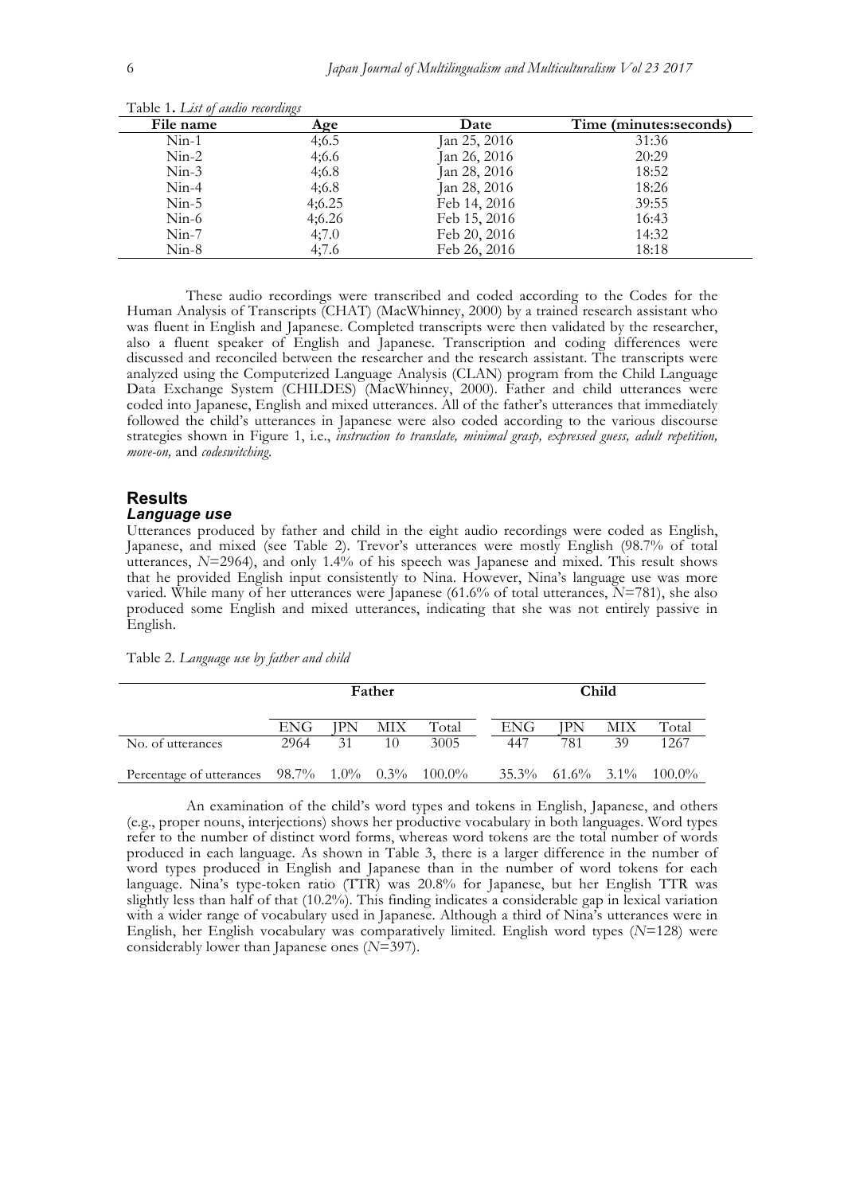Table 1. *List of audio recordings*

| File name | Age | Date | Time (minutes:seconds) |
|---|---|---|---|
| Nin-1 | 4;6.5 | Jan 25, 2016 | 31:36 |
| Nin-2 | 4;6.6 | Jan 26, 2016 | 20:29 |
| Nin-3 | 4;6.8 | Jan 28, 2016 | 18:52 |
| Nin-4 | 4;6.8 | Jan 28, 2016 | 18:26 |
| Nin-5 | 4;6.25 | Feb 14, 2016 | 39:55 |
| Nin-6 | 4;6.26 | Feb 15, 2016 | 16:43 |
| Nin-7 | 4;7.0 | Feb 20, 2016 | 14:32 |
| Nin-8 | 4;7.6 | Feb 26, 2016 | 18:18 |

These audio recordings were transcribed and coded according to the Codes for the Human Analysis of Transcripts (CHAT) (MacWhinney, 2000) by a trained research assistant who was fluent in English and Japanese. Completed transcripts were then validated by the researcher, also a fluent speaker of English and Japanese. Transcription and coding differences were discussed and reconciled between the researcher and the research assistant. The transcripts were analyzed using the Computerized Language Analysis (CLAN) program from the Child Language Data Exchange System (CHILDES) (MacWhinney, 2000). Father and child utterances were coded into Japanese, English and mixed utterances. All of the father's utterances that immediately followed the child's utterances in Japanese were also coded according to the various discourse strategies shown in Figure 1, i.e., *instruction to translate, minimal grasp, expressed guess, adult repetition, move-on,* and *codeswitching*.

## Results

### *Language use*

Utterances produced by father and child in the eight audio recordings were coded as English, Japanese, and mixed (see Table 2). Trevor's utterances were mostly English (98.7% of total utterances, *N*=2964), and only 1.4% of his speech was Japanese and mixed. This result shows that he provided English input consistently to Nina. However, Nina's language use was more varied. While many of her utterances were Japanese (61.6% of total utterances, *N*=781), she also produced some English and mixed utterances, indicating that she was not entirely passive in English.

Table 2. *Language use by father and child*

| | Father | | | | Child | | | |
|---|---|---|---|---|---|---|---|---|
| | ENG | JPN | MIX | Total | ENG | JPN | MIX | Total |
| No. of utterances | 2964 | 31 | 10 | 3005 | 447 | 781 | 39 | 1267 |
| Percentage of utterances | 98.7% | 1.0% | 0.3% | 100.0% | 35.3% | 61.6% | 3.1% | 100.0% |

An examination of the child's word types and tokens in English, Japanese, and others (e.g., proper nouns, interjections) shows her productive vocabulary in both languages. Word types refer to the number of distinct word forms, whereas word tokens are the total number of words produced in each language. As shown in Table 3, there is a larger difference in the number of word types produced in English and Japanese than in the number of word tokens for each language. Nina's type-token ratio (TTR) was 20.8% for Japanese, but her English TTR was slightly less than half of that (10.2%). This finding indicates a considerable gap in lexical variation with a wider range of vocabulary used in Japanese. Although a third of Nina's utterances were in English, her English vocabulary was comparatively limited. English word types (*N*=128) were considerably lower than Japanese ones (*N*=397).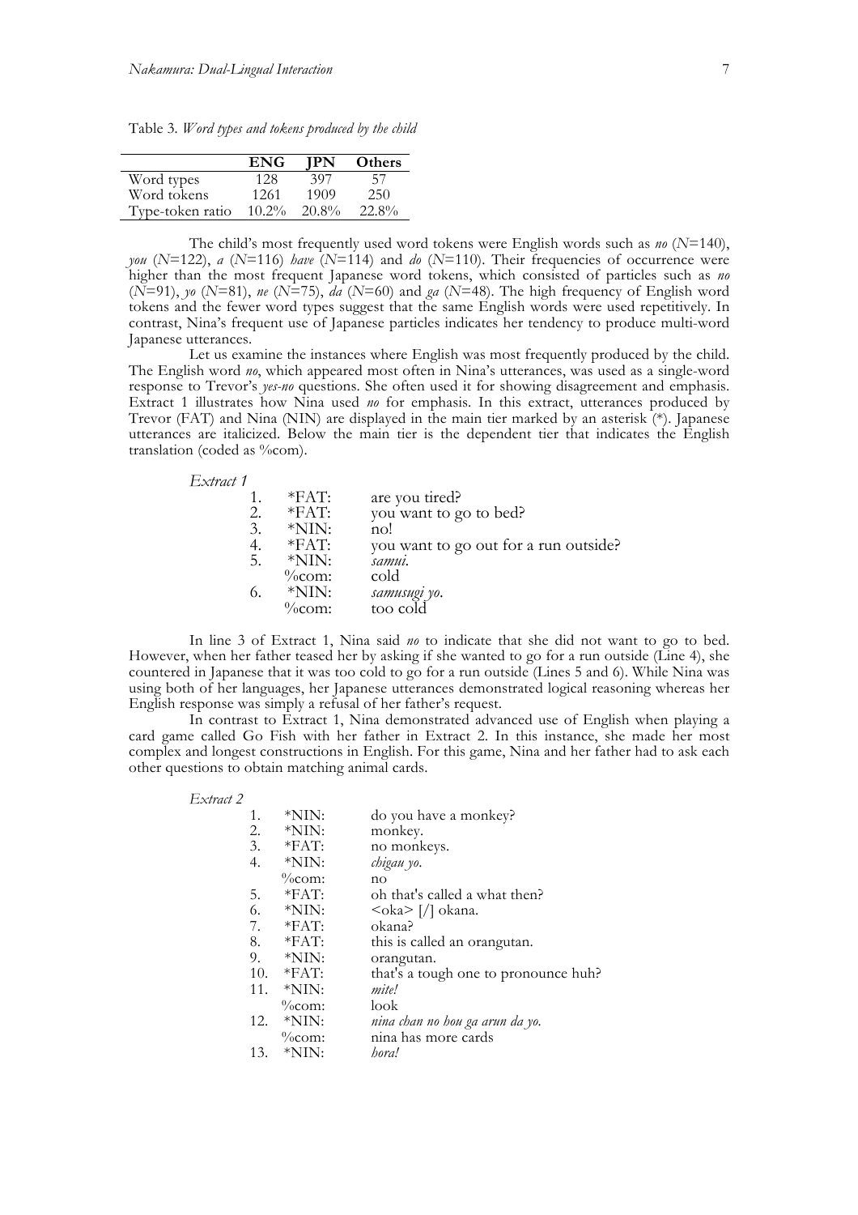Table 3. *Word types and tokens produced by the child*

| | ENG | JPN | Others |
|---|---|---|---|
| Word types | 128 | 397 | 57 |
| Word tokens | 1261 | 1909 | 250 |
| Type-token ratio | 10.2% | 20.8% | 22.8% |

The child's most frequently used word tokens were English words such as *no* (*N*=140), *you* (*N*=122), *a* (*N*=116) *have* (*N*=114) and *do* (*N*=110). Their frequencies of occurrence were higher than the most frequent Japanese word tokens, which consisted of particles such as *no* (*N*=91), *yo* (*N*=81), *ne* (*N*=75), *da* (*N*=60) and *ga* (*N*=48). The high frequency of English word tokens and the fewer word types suggest that the same English words were used repetitively. In contrast, Nina's frequent use of Japanese particles indicates her tendency to produce multi-word Japanese utterances.

Let us examine the instances where English was most frequently produced by the child. The English word *no*, which appeared most often in Nina's utterances, was used as a single-word response to Trevor's *yes-no* questions. She often used it for showing disagreement and emphasis. Extract 1 illustrates how Nina used *no* for emphasis. In this extract, utterances produced by Trevor (FAT) and Nina (NIN) are displayed in the main tier marked by an asterisk (*). Japanese utterances are italicized. Below the main tier is the dependent tier that indicates the English translation (coded as %com).

*Extract 1*

| | | |
|---|---|---|
| 1. | *FAT: | are you tired? |
| 2. | *FAT: | you want to go to bed? |
| 3. | *NIN: | no! |
| 4. | *FAT: | you want to go out for a run outside? |
| 5. | *NIN: | *samui.* |
| | %com: | cold |
| 6. | *NIN: | *samusugi yo.* |
| | %com: | too cold |

In line 3 of Extract 1, Nina said *no* to indicate that she did not want to go to bed. However, when her father teased her by asking if she wanted to go for a run outside (Line 4), she countered in Japanese that it was too cold to go for a run outside (Lines 5 and 6). While Nina was using both of her languages, her Japanese utterances demonstrated logical reasoning whereas her English response was simply a refusal of her father's request.

In contrast to Extract 1, Nina demonstrated advanced use of English when playing a card game called Go Fish with her father in Extract 2. In this instance, she made her most complex and longest constructions in English. For this game, Nina and her father had to ask each other questions to obtain matching animal cards.

*Extract 2*

| | | |
|---|---|---|
| 1. | *NIN: | do you have a monkey? |
| 2. | *NIN: | monkey. |
| 3. | *FAT: | no monkeys. |
| 4. | *NIN: | *chigau yo.* |
| | %com: | no |
| 5. | *FAT: | oh that's called a what then? |
| 6. | *NIN: | <oka> [/] okana. |
| 7. | *FAT: | okana? |
| 8. | *FAT: | this is called an orangutan. |
| 9. | *NIN: | orangutan. |
| 10. | *FAT: | that's a tough one to pronounce huh? |
| 11. | *NIN: | *mite!* |
| | %com: | look |
| 12. | *NIN: | *nina chan no hou ga arun da yo.* |
| | %com: | nina has more cards |
| 13. | *NIN: | *hora!* |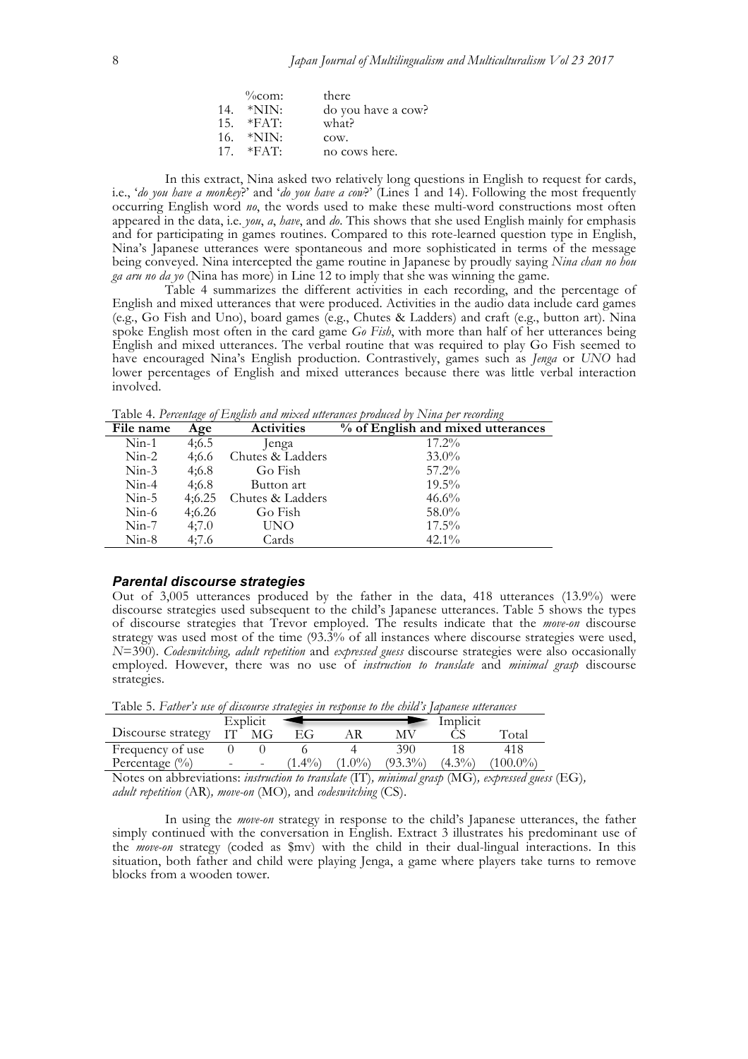```
    %com:    there
14. *NIN:    do you have a cow?
15. *FAT:    what?
16. *NIN:    cow.
17. *FAT:    no cows here.
```

In this extract, Nina asked two relatively long questions in English to request for cards, i.e., '*do you have a monkey*?' and '*do you have a cow*?' (Lines 1 and 14). Following the most frequently occurring English word *no*, the words used to make these multi-word constructions most often appeared in the data, i.e. *you*, *a*, *have*, and *do*. This shows that she used English mainly for emphasis and for participating in games routines. Compared to this rote-learned question type in English, Nina's Japanese utterances were spontaneous and more sophisticated in terms of the message being conveyed. Nina intercepted the game routine in Japanese by proudly saying *Nina chan no hou ga aru no da yo* (Nina has more) in Line 12 to imply that she was winning the game.

Table 4 summarizes the different activities in each recording, and the percentage of English and mixed utterances that were produced. Activities in the audio data include card games (e.g., Go Fish and Uno), board games (e.g., Chutes & Ladders) and craft (e.g., button art). Nina spoke English most often in the card game *Go Fish*, with more than half of her utterances being English and mixed utterances. The verbal routine that was required to play Go Fish seemed to have encouraged Nina's English production. Contrastively, games such as *Jenga* or *UNO* had lower percentages of English and mixed utterances because there was little verbal interaction involved.

Table 4. *Percentage of English and mixed utterances produced by Nina per recording*

| File name | Age | Activities | % of English and mixed utterances |
|---|---|---|---|
| Nin-1 | 4;6.5 | Jenga | 17.2% |
| Nin-2 | 4;6.6 | Chutes & Ladders | 33.0% |
| Nin-3 | 4;6.8 | Go Fish | 57.2% |
| Nin-4 | 4;6.8 | Button art | 19.5% |
| Nin-5 | 4;6.25 | Chutes & Ladders | 46.6% |
| Nin-6 | 4;6.26 | Go Fish | 58.0% |
| Nin-7 | 4;7.0 | UNO | 17.5% |
| Nin-8 | 4;7.6 | Cards | 42.1% |

### *Parental discourse strategies*

Out of 3,005 utterances produced by the father in the data, 418 utterances (13.9%) were discourse strategies used subsequent to the child's Japanese utterances. Table 5 shows the types of discourse strategies that Trevor employed. The results indicate that the *move-on* discourse strategy was used most of the time (93.3% of all instances where discourse strategies were used, *N*=390). *Codeswitching, adult repetition* and *expressed guess* discourse strategies were also occasionally employed. However, there was no use of *instruction to translate* and *minimal grasp* discourse strategies.

Table 5. *Father's use of discourse strategies in response to the child's Japanese utterances*

| | Explicit ← | | | | | → Implicit | |
|---|---|---|---|---|---|---|---|
| Discourse strategy | IT | MG | EG | AR | MV | CS | Total |
| Frequency of use | 0 | 0 | 6 | 4 | 390 | 18 | 418 |
| Percentage (%) | - | - | (1.4%) | (1.0%) | (93.3%) | (4.3%) | (100.0%) |

Notes on abbreviations: *instruction to translate* (IT)*, minimal grasp* (MG)*, expressed guess* (EG)*, adult repetition* (AR)*, move-on* (MO)*,* and *codeswitching* (CS).

In using the *move-on* strategy in response to the child's Japanese utterances, the father simply continued with the conversation in English. Extract 3 illustrates his predominant use of the *move-on* strategy (coded as $mv) with the child in their dual-lingual interactions. In this situation, both father and child were playing Jenga, a game where players take turns to remove blocks from a wooden tower.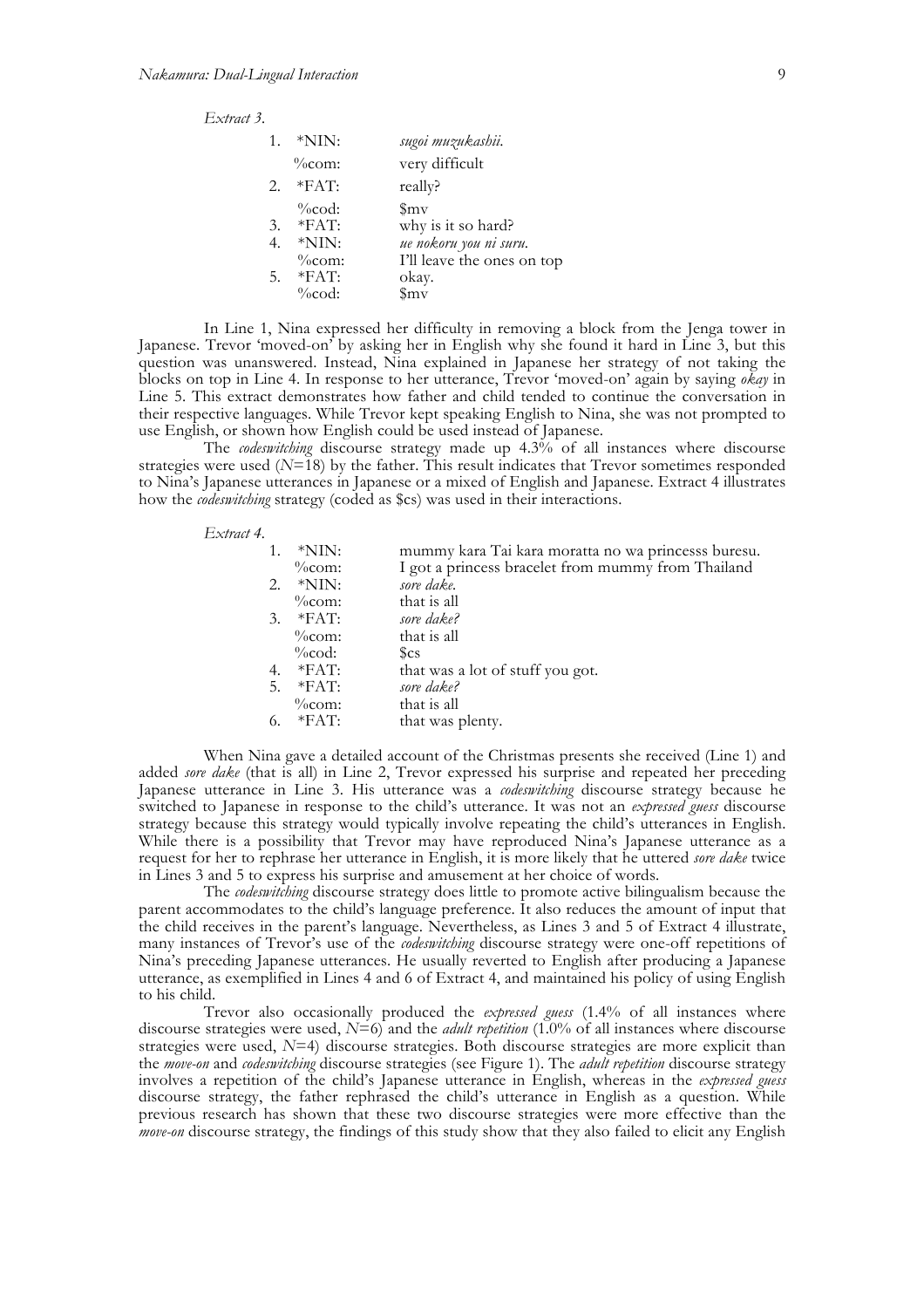*Extract 3.*

| | | |
|---|---|---|
| 1. | *NIN: | *sugoi muzukashii.* |
| | %com: | very difficult |
| 2. | *FAT: | really? |
| | %cod: | $mv |
| 3. | *FAT: | why is it so hard? |
| 4. | *NIN: | *ue nokoru you ni suru.* |
| | %com: | I'll leave the ones on top |
| 5. | *FAT: | okay. |
| | %cod: | $mv |

In Line 1, Nina expressed her difficulty in removing a block from the Jenga tower in Japanese. Trevor 'moved-on' by asking her in English why she found it hard in Line 3, but this question was unanswered. Instead, Nina explained in Japanese her strategy of not taking the blocks on top in Line 4. In response to her utterance, Trevor 'moved-on' again by saying *okay* in Line 5. This extract demonstrates how father and child tended to continue the conversation in their respective languages. While Trevor kept speaking English to Nina, she was not prompted to use English, or shown how English could be used instead of Japanese.

The *codeswitching* discourse strategy made up 4.3% of all instances where discourse strategies were used ($N$=18) by the father. This result indicates that Trevor sometimes responded to Nina's Japanese utterances in Japanese or a mixed of English and Japanese. Extract 4 illustrates how the *codeswitching* strategy (coded as $cs) was used in their interactions.

*Extract 4.*

| | | |
|---|---|---|
| 1. | *NIN: | mummy kara Tai kara moratta no wa princesss buresu. |
| | %com: | I got a princess bracelet from mummy from Thailand |
| 2. | *NIN: | *sore dake.* |
| | %com: | that is all |
| 3. | *FAT: | *sore dake?* |
| | %com: | that is all |
| | %cod: | $cs |
| 4. | *FAT: | that was a lot of stuff you got. |
| 5. | *FAT: | *sore dake?* |
| | %com: | that is all |
| 6. | *FAT: | that was plenty. |

When Nina gave a detailed account of the Christmas presents she received (Line 1) and added *sore dake* (that is all) in Line 2, Trevor expressed his surprise and repeated her preceding Japanese utterance in Line 3. His utterance was a *codeswitching* discourse strategy because he switched to Japanese in response to the child's utterance. It was not an *expressed guess* discourse strategy because this strategy would typically involve repeating the child's utterances in English. While there is a possibility that Trevor may have reproduced Nina's Japanese utterance as a request for her to rephrase her utterance in English, it is more likely that he uttered *sore dake* twice in Lines 3 and 5 to express his surprise and amusement at her choice of words.

The *codeswitching* discourse strategy does little to promote active bilingualism because the parent accommodates to the child's language preference. It also reduces the amount of input that the child receives in the parent's language. Nevertheless, as Lines 3 and 5 of Extract 4 illustrate, many instances of Trevor's use of the *codeswitching* discourse strategy were one-off repetitions of Nina's preceding Japanese utterances. He usually reverted to English after producing a Japanese utterance, as exemplified in Lines 4 and 6 of Extract 4, and maintained his policy of using English to his child.

Trevor also occasionally produced the *expressed guess* (1.4% of all instances where discourse strategies were used, $N$=6) and the *adult repetition* (1.0% of all instances where discourse strategies were used, $N$=4) discourse strategies. Both discourse strategies are more explicit than the *move-on* and *codeswitching* discourse strategies (see Figure 1). The *adult repetition* discourse strategy involves a repetition of the child's Japanese utterance in English, whereas in the *expressed guess* discourse strategy, the father rephrased the child's utterance in English as a question. While previous research has shown that these two discourse strategies were more effective than the *move-on* discourse strategy, the findings of this study show that they also failed to elicit any English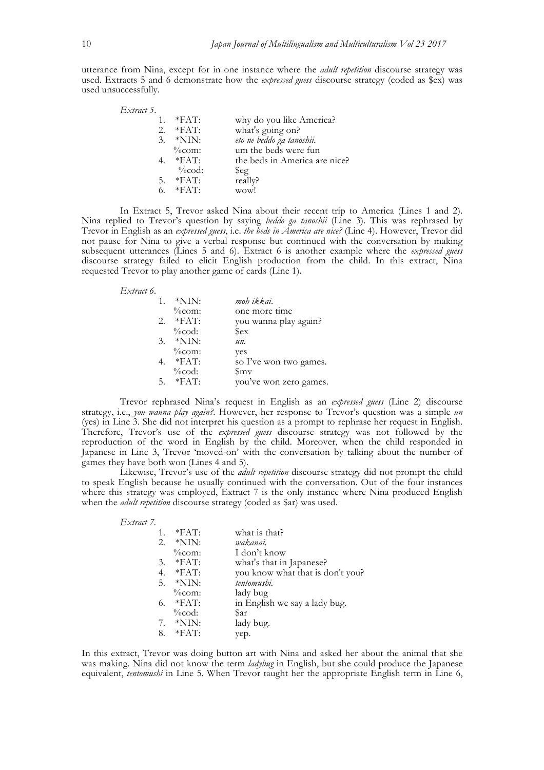utterance from Nina, except for in one instance where the *adult repetition* discourse strategy was used. Extracts 5 and 6 demonstrate how the *expressed guess* discourse strategy (coded as $ex) was used unsuccessfully.

*Extract 5.*

| | | |
|---|---|---|
| 1. | *FAT: | why do you like America? |
| 2. | *FAT: | what's going on? |
| 3. | *NIN: | *eto ne beddo ga tanoshii.* |
| | %com: | um the beds were fun |
| 4. | *FAT: | the beds in America are nice? |
| | %cod: | $eg |
| 5. | *FAT: | really? |
| 6. | *FAT: | wow! |

In Extract 5, Trevor asked Nina about their recent trip to America (Lines 1 and 2). Nina replied to Trevor's question by saying *beddo ga tanoshii* (Line 3). This was rephrased by Trevor in English as an *expressed guess*, i.e. *the beds in America are nice?* (Line 4). However, Trevor did not pause for Nina to give a verbal response but continued with the conversation by making subsequent utterances (Lines 5 and 6). Extract 6 is another example where the *expressed guess* discourse strategy failed to elicit English production from the child. In this extract, Nina requested Trevor to play another game of cards (Line 1).

*Extract 6.*

| | | |
|---|---|---|
| 1. | *NIN: | *moh ikkai.* |
| | %com: | one more time |
| 2. | *FAT: | you wanna play again? |
| | %cod: | $ex |
| 3. | *NIN: | *un.* |
| | %com: | yes |
| 4. | *FAT: | so I've won two games. |
| | %cod: | $mv |
| 5. | *FAT: | you've won zero games. |

Trevor rephrased Nina's request in English as an *expressed guess* (Line 2) discourse strategy, i.e., *you wanna play again?*. However, her response to Trevor's question was a simple *un* (yes) in Line 3. She did not interpret his question as a prompt to rephrase her request in English. Therefore, Trevor's use of the *expressed guess* discourse strategy was not followed by the reproduction of the word in English by the child. Moreover, when the child responded in Japanese in Line 3, Trevor 'moved-on' with the conversation by talking about the number of games they have both won (Lines 4 and 5).

Likewise, Trevor's use of the *adult repetition* discourse strategy did not prompt the child to speak English because he usually continued with the conversation. Out of the four instances where this strategy was employed, Extract 7 is the only instance where Nina produced English when the *adult repetition* discourse strategy (coded as $ar) was used.

*Extract 7.*

| | | |
|---|---|---|
| 1. | *FAT: | what is that? |
| 2. | *NIN: | *wakanai.* |
| | %com: | I don't know |
| 3. | *FAT: | what's that in Japanese? |
| 4. | *FAT: | you know what that is don't you? |
| 5. | *NIN: | *tentomushi.* |
| | %com: | lady bug |
| 6. | *FAT: | in English we say a lady bug. |
| | %cod: | $ar |
| 7. | *NIN: | lady bug. |
| 8. | *FAT: | yep. |

In this extract, Trevor was doing button art with Nina and asked her about the animal that she was making. Nina did not know the term *ladybug* in English, but she could produce the Japanese equivalent, *tentomushi* in Line 5. When Trevor taught her the appropriate English term in Line 6,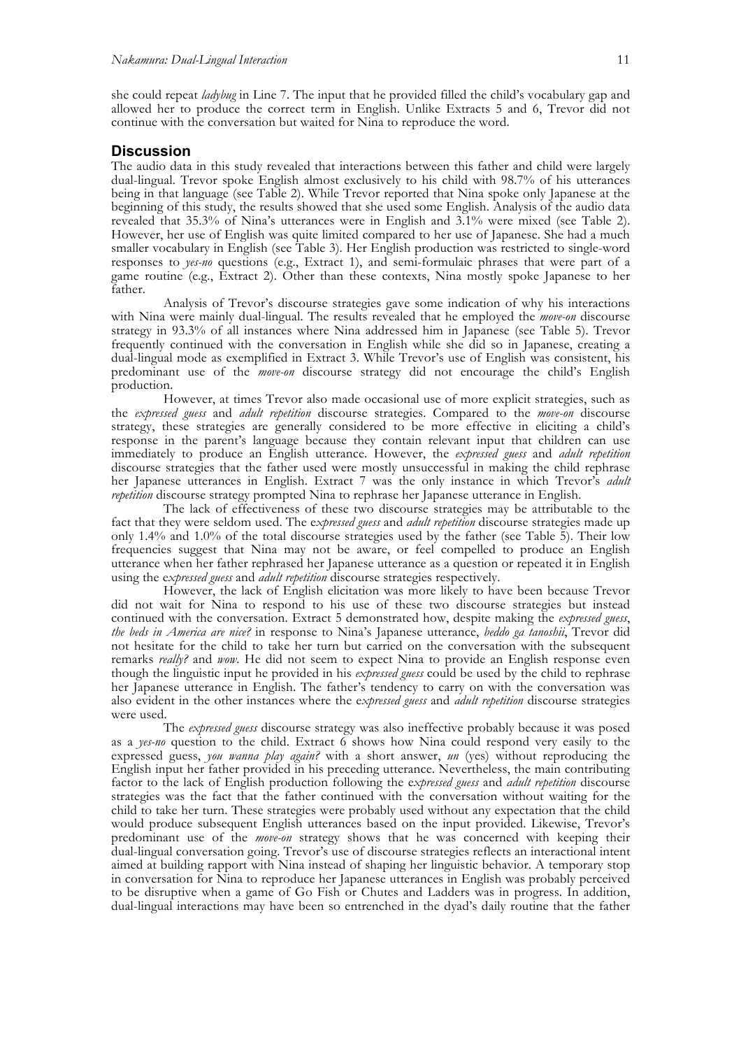she could repeat *ladybug* in Line 7. The input that he provided filled the child's vocabulary gap and allowed her to produce the correct term in English. Unlike Extracts 5 and 6, Trevor did not continue with the conversation but waited for Nina to reproduce the word.

## Discussion

The audio data in this study revealed that interactions between this father and child were largely dual-lingual. Trevor spoke English almost exclusively to his child with 98.7% of his utterances being in that language (see Table 2). While Trevor reported that Nina spoke only Japanese at the beginning of this study, the results showed that she used some English. Analysis of the audio data revealed that 35.3% of Nina's utterances were in English and 3.1% were mixed (see Table 2). However, her use of English was quite limited compared to her use of Japanese. She had a much smaller vocabulary in English (see Table 3). Her English production was restricted to single-word responses to *yes-no* questions (e.g., Extract 1), and semi-formulaic phrases that were part of a game routine (e.g., Extract 2). Other than these contexts, Nina mostly spoke Japanese to her father.

Analysis of Trevor's discourse strategies gave some indication of why his interactions with Nina were mainly dual-lingual. The results revealed that he employed the *move-on* discourse strategy in 93.3% of all instances where Nina addressed him in Japanese (see Table 5). Trevor frequently continued with the conversation in English while she did so in Japanese, creating a dual-lingual mode as exemplified in Extract 3. While Trevor's use of English was consistent, his predominant use of the *move-on* discourse strategy did not encourage the child's English production.

However, at times Trevor also made occasional use of more explicit strategies, such as the *expressed guess* and *adult repetition* discourse strategies. Compared to the *move-on* discourse strategy, these strategies are generally considered to be more effective in eliciting a child's response in the parent's language because they contain relevant input that children can use immediately to produce an English utterance. However, the *expressed guess* and *adult repetition* discourse strategies that the father used were mostly unsuccessful in making the child rephrase her Japanese utterances in English. Extract 7 was the only instance in which Trevor's *adult repetition* discourse strategy prompted Nina to rephrase her Japanese utterance in English.

The lack of effectiveness of these two discourse strategies may be attributable to the fact that they were seldom used. The e*xpressed guess* and *adult repetition* discourse strategies made up only 1.4% and 1.0% of the total discourse strategies used by the father (see Table 5). Their low frequencies suggest that Nina may not be aware, or feel compelled to produce an English utterance when her father rephrased her Japanese utterance as a question or repeated it in English using the e*xpressed guess* and *adult repetition* discourse strategies respectively.

However, the lack of English elicitation was more likely to have been because Trevor did not wait for Nina to respond to his use of these two discourse strategies but instead continued with the conversation. Extract 5 demonstrated how, despite making the *expressed guess*, *the beds in America are nice?* in response to Nina's Japanese utterance, *beddo ga tanoshii*, Trevor did not hesitate for the child to take her turn but carried on the conversation with the subsequent remarks *really?* and *wow*. He did not seem to expect Nina to provide an English response even though the linguistic input he provided in his *expressed guess* could be used by the child to rephrase her Japanese utterance in English. The father's tendency to carry on with the conversation was also evident in the other instances where the e*xpressed guess* and *adult repetition* discourse strategies were used.

The *expressed guess* discourse strategy was also ineffective probably because it was posed as a *yes-no* question to the child. Extract 6 shows how Nina could respond very easily to the expressed guess, *you wanna play again?* with a short answer, *un* (yes) without reproducing the English input her father provided in his preceding utterance. Nevertheless, the main contributing factor to the lack of English production following the e*xpressed guess* and *adult repetition* discourse strategies was the fact that the father continued with the conversation without waiting for the child to take her turn. These strategies were probably used without any expectation that the child would produce subsequent English utterances based on the input provided. Likewise, Trevor's predominant use of the *move-on* strategy shows that he was concerned with keeping their dual-lingual conversation going. Trevor's use of discourse strategies reflects an interactional intent aimed at building rapport with Nina instead of shaping her linguistic behavior. A temporary stop in conversation for Nina to reproduce her Japanese utterances in English was probably perceived to be disruptive when a game of Go Fish or Chutes and Ladders was in progress. In addition, dual-lingual interactions may have been so entrenched in the dyad's daily routine that the father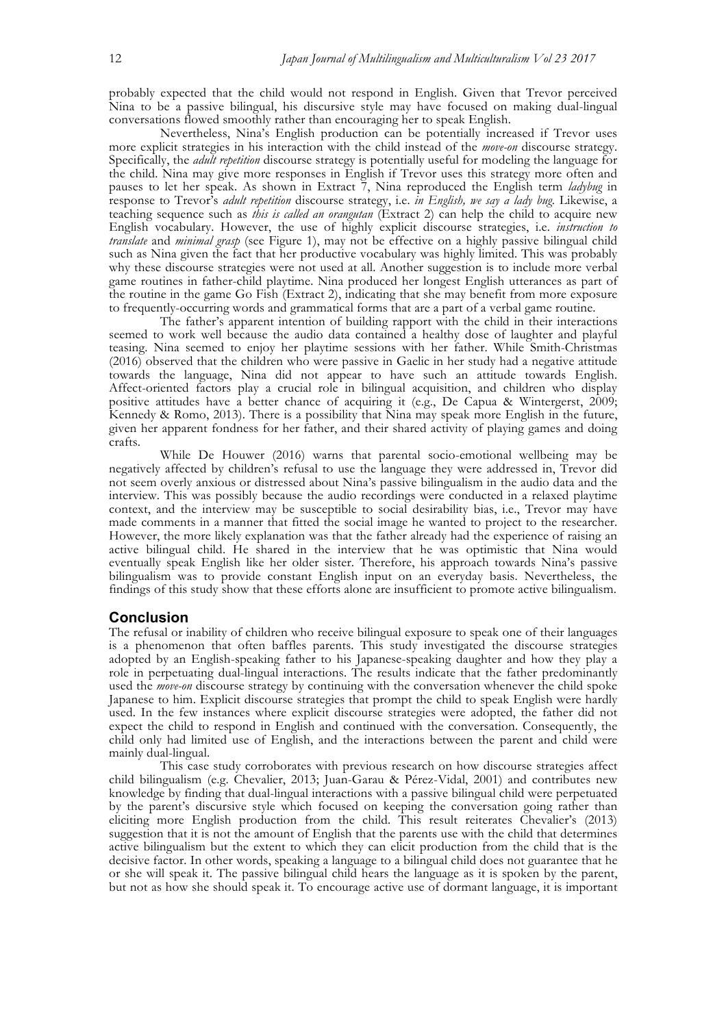probably expected that the child would not respond in English. Given that Trevor perceived Nina to be a passive bilingual, his discursive style may have focused on making dual-lingual conversations flowed smoothly rather than encouraging her to speak English.

Nevertheless, Nina's English production can be potentially increased if Trevor uses more explicit strategies in his interaction with the child instead of the *move-on* discourse strategy. Specifically, the *adult repetition* discourse strategy is potentially useful for modeling the language for the child. Nina may give more responses in English if Trevor uses this strategy more often and pauses to let her speak. As shown in Extract 7, Nina reproduced the English term *ladybug* in response to Trevor's *adult repetition* discourse strategy, i.e. *in English, we say a lady bug.* Likewise, a teaching sequence such as *this is called an orangutan* (Extract 2) can help the child to acquire new English vocabulary. However, the use of highly explicit discourse strategies, i.e. *instruction to translate* and *minimal grasp* (see Figure 1), may not be effective on a highly passive bilingual child such as Nina given the fact that her productive vocabulary was highly limited. This was probably why these discourse strategies were not used at all. Another suggestion is to include more verbal game routines in father-child playtime. Nina produced her longest English utterances as part of the routine in the game Go Fish (Extract 2), indicating that she may benefit from more exposure to frequently-occurring words and grammatical forms that are a part of a verbal game routine.

The father's apparent intention of building rapport with the child in their interactions seemed to work well because the audio data contained a healthy dose of laughter and playful teasing. Nina seemed to enjoy her playtime sessions with her father. While Smith-Christmas (2016) observed that the children who were passive in Gaelic in her study had a negative attitude towards the language, Nina did not appear to have such an attitude towards English. Affect-oriented factors play a crucial role in bilingual acquisition, and children who display positive attitudes have a better chance of acquiring it (e.g., De Capua & Wintergerst, 2009; Kennedy & Romo, 2013). There is a possibility that Nina may speak more English in the future, given her apparent fondness for her father, and their shared activity of playing games and doing crafts.

While De Houwer (2016) warns that parental socio-emotional wellbeing may be negatively affected by children's refusal to use the language they were addressed in, Trevor did not seem overly anxious or distressed about Nina's passive bilingualism in the audio data and the interview. This was possibly because the audio recordings were conducted in a relaxed playtime context, and the interview may be susceptible to social desirability bias, i.e., Trevor may have made comments in a manner that fitted the social image he wanted to project to the researcher. However, the more likely explanation was that the father already had the experience of raising an active bilingual child. He shared in the interview that he was optimistic that Nina would eventually speak English like her older sister. Therefore, his approach towards Nina's passive bilingualism was to provide constant English input on an everyday basis. Nevertheless, the findings of this study show that these efforts alone are insufficient to promote active bilingualism.

## Conclusion

The refusal or inability of children who receive bilingual exposure to speak one of their languages is a phenomenon that often baffles parents. This study investigated the discourse strategies adopted by an English-speaking father to his Japanese-speaking daughter and how they play a role in perpetuating dual-lingual interactions. The results indicate that the father predominantly used the *move-on* discourse strategy by continuing with the conversation whenever the child spoke Japanese to him. Explicit discourse strategies that prompt the child to speak English were hardly used. In the few instances where explicit discourse strategies were adopted, the father did not expect the child to respond in English and continued with the conversation. Consequently, the child only had limited use of English, and the interactions between the parent and child were mainly dual-lingual.

This case study corroborates with previous research on how discourse strategies affect child bilingualism (e.g. Chevalier, 2013; Juan-Garau & Pérez-Vidal, 2001) and contributes new knowledge by finding that dual-lingual interactions with a passive bilingual child were perpetuated by the parent's discursive style which focused on keeping the conversation going rather than eliciting more English production from the child. This result reiterates Chevalier's (2013) suggestion that it is not the amount of English that the parents use with the child that determines active bilingualism but the extent to which they can elicit production from the child that is the decisive factor. In other words, speaking a language to a bilingual child does not guarantee that he or she will speak it. The passive bilingual child hears the language as it is spoken by the parent, but not as how she should speak it. To encourage active use of dormant language, it is important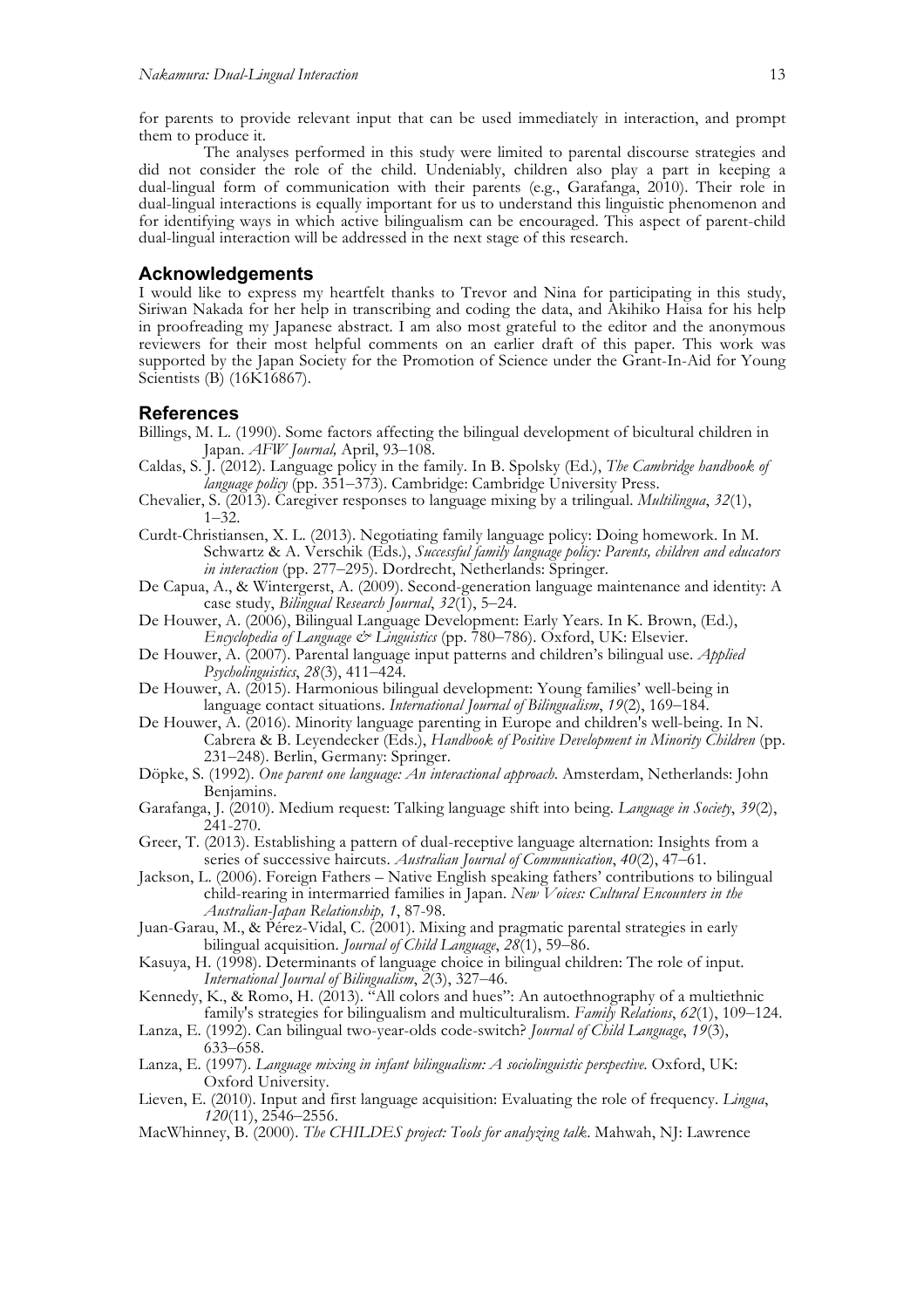for parents to provide relevant input that can be used immediately in interaction, and prompt them to produce it.

The analyses performed in this study were limited to parental discourse strategies and did not consider the role of the child. Undeniably, children also play a part in keeping a dual-lingual form of communication with their parents (e.g., Garafanga, 2010). Their role in dual-lingual interactions is equally important for us to understand this linguistic phenomenon and for identifying ways in which active bilingualism can be encouraged. This aspect of parent-child dual-lingual interaction will be addressed in the next stage of this research.

## Acknowledgements

I would like to express my heartfelt thanks to Trevor and Nina for participating in this study, Siriwan Nakada for her help in transcribing and coding the data, and Akihiko Haisa for his help in proofreading my Japanese abstract. I am also most grateful to the editor and the anonymous reviewers for their most helpful comments on an earlier draft of this paper. This work was supported by the Japan Society for the Promotion of Science under the Grant-In-Aid for Young Scientists (B) (16K16867).

## References

Billings, M. L. (1990). Some factors affecting the bilingual development of bicultural children in Japan. *AFW Journal,* April, 93–108.

Caldas, S. J. (2012). Language policy in the family. In B. Spolsky (Ed.), *The Cambridge handbook of language policy* (pp. 351–373). Cambridge: Cambridge University Press.

Chevalier, S. (2013). Caregiver responses to language mixing by a trilingual. *Multilingua*, *32*(1), 1–32.

Curdt-Christiansen, X. L. (2013). Negotiating family language policy: Doing homework. In M. Schwartz & A. Verschik (Eds.), *Successful family language policy: Parents, children and educators in interaction* (pp. 277–295). Dordrecht, Netherlands: Springer.

De Capua, A., & Wintergerst, A. (2009). Second-generation language maintenance and identity: A case study, *Bilingual Research Journal*, *32*(1), 5–24.

De Houwer, A. (2006), Bilingual Language Development: Early Years. In K. Brown, (Ed.), *Encyclopedia of Language & Linguistics* (pp. 780–786). Oxford, UK: Elsevier.

De Houwer, A. (2007). Parental language input patterns and children's bilingual use. *Applied Psycholinguistics*, *28*(3), 411–424.

De Houwer, A. (2015). Harmonious bilingual development: Young families' well-being in language contact situations. *International Journal of Bilingualism*, *19*(2), 169–184.

De Houwer, A. (2016). Minority language parenting in Europe and children's well-being. In N. Cabrera & B. Leyendecker (Eds.), *Handbook of Positive Development in Minority Children* (pp. 231–248). Berlin, Germany: Springer.

Döpke, S. (1992). *One parent one language: An interactional approach.* Amsterdam, Netherlands: John Benjamins.

Garafanga, J. (2010). Medium request: Talking language shift into being. *Language in Society*, *39*(2), 241-270.

Greer, T. (2013). Establishing a pattern of dual-receptive language alternation: Insights from a series of successive haircuts. *Australian Journal of Communication*, *40*(2), 47–61.

Jackson, L. (2006). Foreign Fathers – Native English speaking fathers' contributions to bilingual child-rearing in intermarried families in Japan. *New Voices: Cultural Encounters in the Australian-Japan Relationship, 1*, 87-98.

Juan-Garau, M., & Pérez-Vidal, C. (2001). Mixing and pragmatic parental strategies in early bilingual acquisition. *Journal of Child Language*, *28*(1), 59–86.

Kasuya, H. (1998). Determinants of language choice in bilingual children: The role of input. *International Journal of Bilingualism*, *2*(3), 327–46.

Kennedy, K., & Romo, H. (2013). "All colors and hues": An autoethnography of a multiethnic family's strategies for bilingualism and multiculturalism. *Family Relations*, *62*(1), 109–124.

Lanza, E. (1992). Can bilingual two-year-olds code-switch? *Journal of Child Language*, *19*(3), 633–658.

Lanza, E. (1997). *Language mixing in infant bilingualism: A sociolinguistic perspective.* Oxford, UK: Oxford University.

Lieven, E. (2010). Input and first language acquisition: Evaluating the role of frequency. *Lingua*, *120*(11), 2546–2556.

MacWhinney, B. (2000). *The CHILDES project: Tools for analyzing talk*. Mahwah, NJ: Lawrence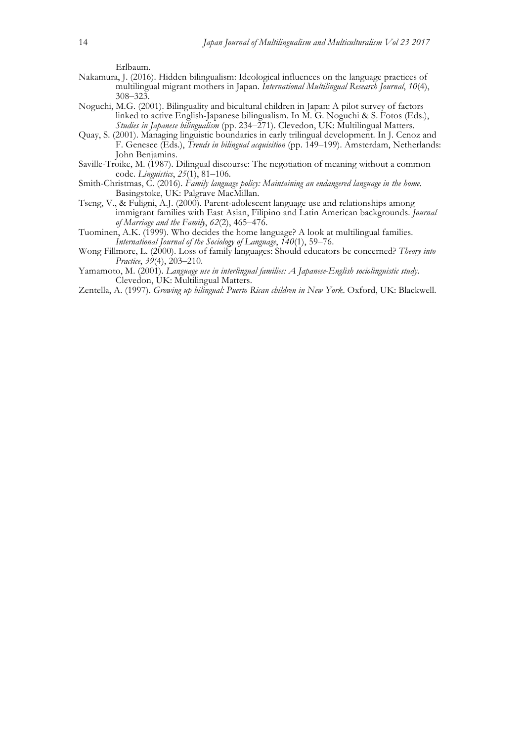Erlbaum.

Nakamura, J. (2016). Hidden bilingualism: Ideological influences on the language practices of multilingual migrant mothers in Japan. *International Multilingual Research Journal*, *10*(4), 308–323.

Noguchi, M.G. (2001). Bilinguality and bicultural children in Japan: A pilot survey of factors linked to active English-Japanese bilingualism. In M. G. Noguchi & S. Fotos (Eds.), *Studies in Japanese bilingualism* (pp. 234–271). Clevedon, UK: Multilingual Matters.

Quay, S. (2001). Managing linguistic boundaries in early trilingual development. In J. Cenoz and F. Genesee (Eds.), *Trends in bilingual acquisition* (pp. 149–199). Amsterdam, Netherlands: John Benjamins.

Saville-Troike, M. (1987). Dilingual discourse: The negotiation of meaning without a common code. *Linguistics*, *25*(1), 81–106.

Smith-Christmas, C. (2016). *Family language policy: Maintaining an endangered language in the home.* Basingstoke, UK: Palgrave MacMillan.

Tseng, V., & Fuligni, A.J. (2000). Parent-adolescent language use and relationships among immigrant families with East Asian, Filipino and Latin American backgrounds. *Journal of Marriage and the Family*, *62*(2), 465–476.

Tuominen, A.K. (1999). Who decides the home language? A look at multilingual families. *International Journal of the Sociology of Language*, *140*(1), 59–76.

Wong Fillmore, L. (2000). Loss of family languages: Should educators be concerned? *Theory into Practice*, *39*(4), 203–210.

Yamamoto, M. (2001). *Language use in interlingual families: A Japanese-English sociolinguistic study*. Clevedon, UK: Multilingual Matters.

Zentella, A. (1997). *Growing up bilingual: Puerto Rican children in New York*. Oxford, UK: Blackwell.